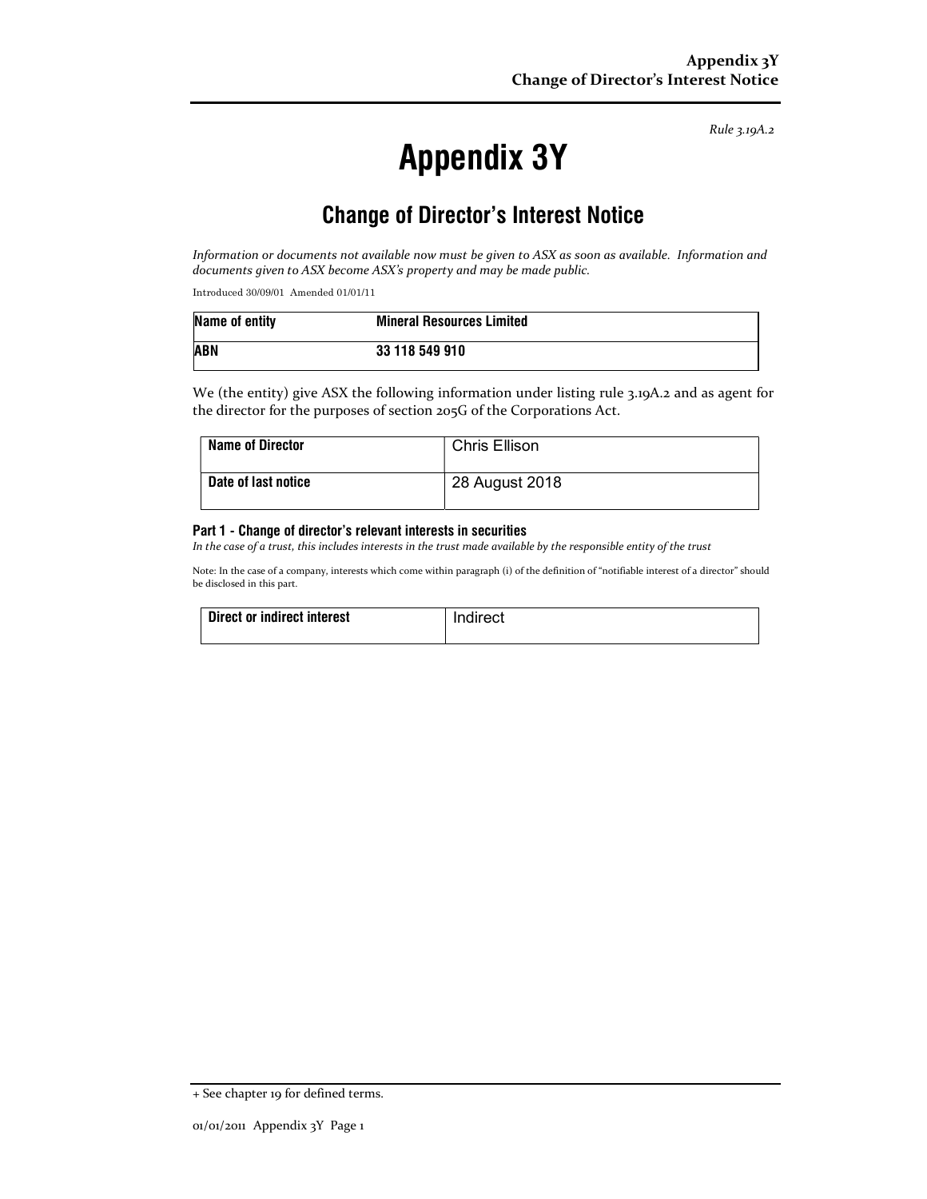*Rule 3.19A.2*

# Appendix 3Y

## Change of Director's Interest Notice

*Information or documents not available now must be given to ASX as soon as available. Information and documents given to ASX become ASX's property and may be made public.*

Introduced 30/09/01 Amended 01/01/11

| **Name of entity** | **Mineral Resources Limited** |
|---|---|
| **ABN** | **33 118 549 910** |

We (the entity) give ASX the following information under listing rule 3.19A.2 and as agent for the director for the purposes of section 205G of the Corporations Act.

| **Name of Director** | Chris Ellison |
|---|---|
| **Date of last notice** | 28 August 2018 |

### Part 1 - Change of director's relevant interests in securities

*In the case of a trust, this includes interests in the trust made available by the responsible entity of the trust*

Note: In the case of a company, interests which come within paragraph (i) of the definition of "notifiable interest of a director" should be disclosed in this part.

| **Direct or indirect interest** | Indirect |
|---|---|

+ See chapter 19 for defined terms.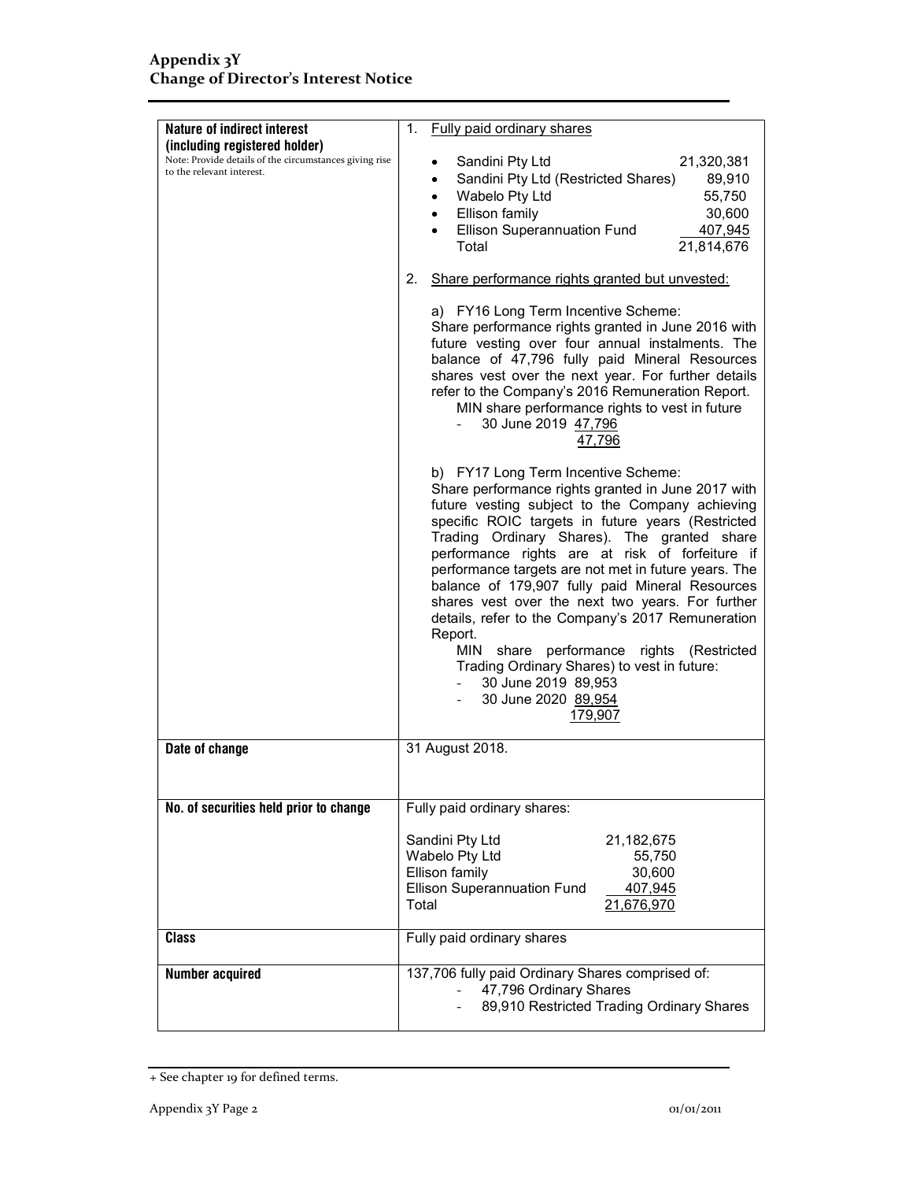## Appendix 3Y
## Change of Director's Interest Notice

| | |
|---|---|
| **Nature of indirect interest (including registered holder)**<br>Note: Provide details of the circumstances giving rise to the relevant interest. | 1. Fully paid ordinary shares<br><br>• Sandini Pty Ltd 21,320,381<br>• Sandini Pty Ltd (Restricted Shares) 89,910<br>• Wabelo Pty Ltd 55,750<br>• Ellison family 30,600<br>• Ellison Superannuation Fund 407,945<br>Total 21,814,676<br><br>2. Share performance rights granted but unvested:<br><br>a) FY16 Long Term Incentive Scheme:<br>Share performance rights granted in June 2016 with future vesting over four annual instalments. The balance of 47,796 fully paid Mineral Resources shares vest over the next year. For further details refer to the Company's 2016 Remuneration Report.<br>MIN share performance rights to vest in future<br>- 30 June 2019 47,796<br>47,796<br><br>b) FY17 Long Term Incentive Scheme:<br>Share performance rights granted in June 2017 with future vesting subject to the Company achieving specific ROIC targets in future years (Restricted Trading Ordinary Shares). The granted share performance rights are at risk of forfeiture if performance targets are not met in future years. The balance of 179,907 fully paid Mineral Resources shares vest over the next two years. For further details, refer to the Company's 2017 Remuneration Report.<br>MIN share performance rights (Restricted Trading Ordinary Shares) to vest in future:<br>- 30 June 2019 89,953<br>- 30 June 2020 89,954<br>179,907 |
| **Date of change** | 31 August 2018. |
| **No. of securities held prior to change** | Fully paid ordinary shares:<br><br>Sandini Pty Ltd 21,182,675<br>Wabelo Pty Ltd 55,750<br>Ellison family 30,600<br>Ellison Superannuation Fund 407,945<br>Total 21,676,970 |
| **Class** | Fully paid ordinary shares |
| **Number acquired** | 137,706 fully paid Ordinary Shares comprised of:<br>- 47,796 Ordinary Shares<br>- 89,910 Restricted Trading Ordinary Shares |

+ See chapter 19 for defined terms.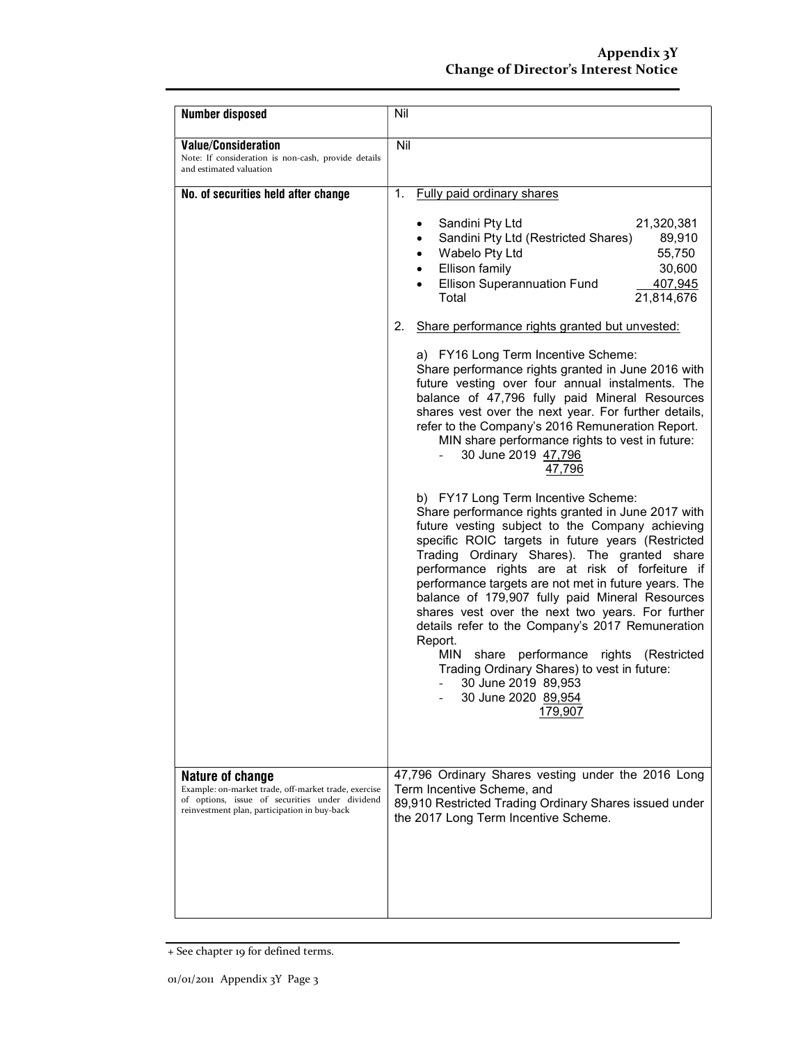| | |
|---|---|
| **Number disposed** | Nil |
| **Value/Consideration**<br>Note: If consideration is non-cash, provide details and estimated valuation | Nil |
| **No. of securities held after change** | 1. Fully paid ordinary shares<br><br>• Sandini Pty Ltd 21,320,381<br>• Sandini Pty Ltd (Restricted Shares) 89,910<br>• Wabelo Pty Ltd 55,750<br>• Ellison family 30,600<br>• Ellison Superannuation Fund 407,945<br>Total 21,814,676<br><br>2. Share performance rights granted but unvested:<br><br>a) FY16 Long Term Incentive Scheme:<br>Share performance rights granted in June 2016 with future vesting over four annual instalments. The balance of 47,796 fully paid Mineral Resources shares vest over the next year. For further details, refer to the Company's 2016 Remuneration Report.<br>MIN share performance rights to vest in future:<br>- 30 June 2019 47,796<br>47,796<br><br>b) FY17 Long Term Incentive Scheme:<br>Share performance rights granted in June 2017 with future vesting subject to the Company achieving specific ROIC targets in future years (Restricted Trading Ordinary Shares). The granted share performance rights are at risk of forfeiture if performance targets are not met in future years. The balance of 179,907 fully paid Mineral Resources shares vest over the next two years. For further details refer to the Company's 2017 Remuneration Report.<br>MIN share performance rights (Restricted Trading Ordinary Shares) to vest in future:<br>- 30 June 2019 89,953<br>- 30 June 2020 89,954<br>179,907 |
| **Nature of change**<br>Example: on-market trade, off-market trade, exercise of options, issue of securities under dividend reinvestment plan, participation in buy-back | 47,796 Ordinary Shares vesting under the 2016 Long Term Incentive Scheme, and<br>89,910 Restricted Trading Ordinary Shares issued under the 2017 Long Term Incentive Scheme. |

+ See chapter 19 for defined terms.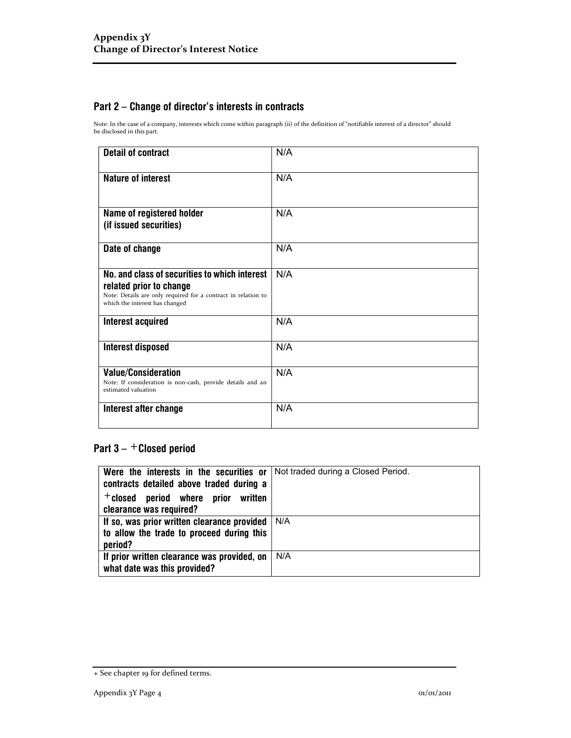## Part 2 – Change of director's interests in contracts

Note: In the case of a company, interests which come within paragraph (ii) of the definition of "notifiable interest of a director" should be disclosed in this part.

| | |
|---|---|
| **Detail of contract** | N/A |
| **Nature of interest** | N/A |
| **Name of registered holder (if issued securities)** | N/A |
| **Date of change** | N/A |
| **No. and class of securities to which interest related prior to change** Note: Details are only required for a contract in relation to which the interest has changed | N/A |
| **Interest acquired** | N/A |
| **Interest disposed** | N/A |
| **Value/Consideration** Note: If consideration is non-cash, provide details and an estimated valuation | N/A |
| **Interest after change** | N/A |

## Part 3 – +Closed period

| | |
|---|---|
| **Were the interests in the securities or contracts detailed above traded during a +closed period where prior written clearance was required?** | Not traded during a Closed Period. |
| **If so, was prior written clearance provided to allow the trade to proceed during this period?** | N/A |
| **If prior written clearance was provided, on what date was this provided?** | N/A |

+ See chapter 19 for defined terms.